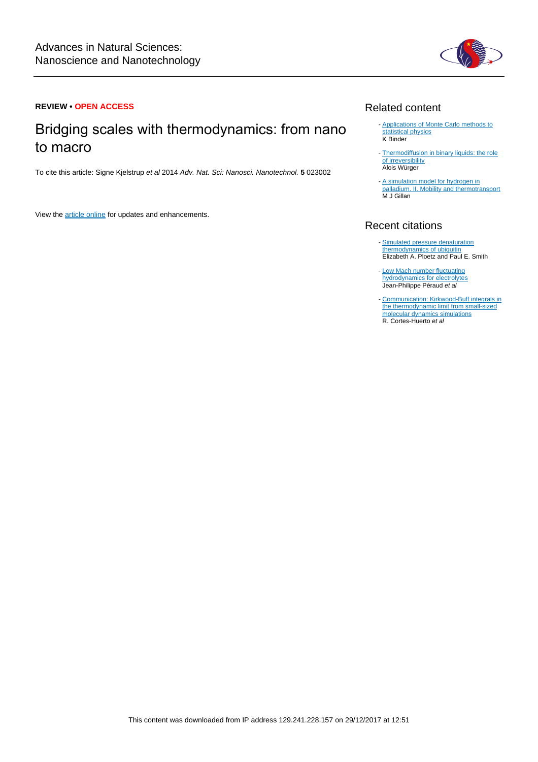Advances in Natural Sciences: Nanoscience and Nanotechnology

**REVIEW • OPEN ACCESS**

# Bridging scales with thermodynamics: from nano to macro

To cite this article: Signe Kjelstrup *et al* 2014 *Adv. Nat. Sci: Nanosci. Nanotechnol.* **5** 023002

View the article online for updates and enhancements.

## Related content

- Applications of Monte Carlo methods to statistical physics
  K Binder
- Thermodiffusion in binary liquids: the role of irreversibility
  Alois Würger
- A simulation model for hydrogen in palladium. II. Mobility and thermotransport
  M J Gillan

## Recent citations

- Simulated pressure denaturation thermodynamics of ubiquitin
  Elizabeth A. Ploetz and Paul E. Smith
- Low Mach number fluctuating hydrodynamics for electrolytes
  Jean-Philippe Péraud *et al*
- Communication: Kirkwood-Buff integrals in the thermodynamic limit from small-sized molecular dynamics simulations
  R. Cortes-Huerto *et al*

This content was downloaded from IP address 129.241.228.157 on 29/12/2017 at 12:51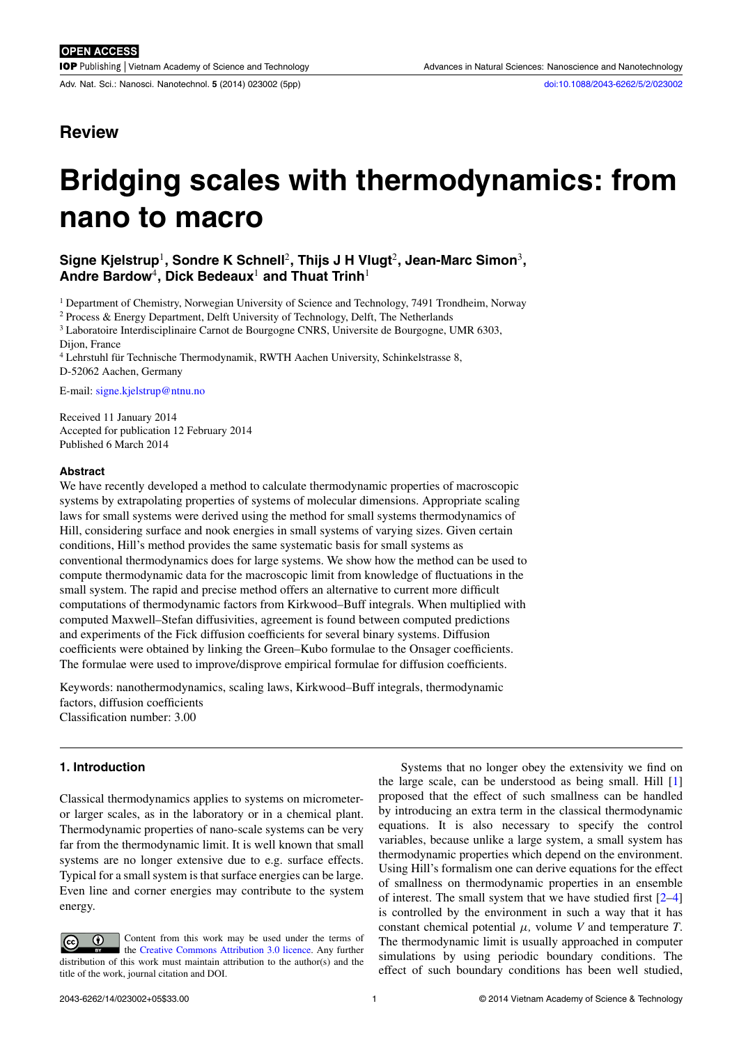Review

# Bridging scales with thermodynamics: from nano to macro

**Signe Kjelstrup[1], Sondre K Schnell[2], Thijs J H Vlugt[2], Jean-Marc Simon[3], Andre Bardow[4], Dick Bedeaux[1] and Thuat Trinh[1]**

[1] Department of Chemistry, Norwegian University of Science and Technology, 7491 Trondheim, Norway

[2] Process & Energy Department, Delft University of Technology, Delft, The Netherlands

[3] Laboratoire Interdisciplinaire Carnot de Bourgogne CNRS, Universite de Bourgogne, UMR 6303, Dijon, France

[4] Lehrstuhl für Technische Thermodynamik, RWTH Aachen University, Schinkelstrasse 8, D-52062 Aachen, Germany

E-mail: signe.kjelstrup@ntnu.no

Received 11 January 2014
Accepted for publication 12 February 2014
Published 6 March 2014

### Abstract

We have recently developed a method to calculate thermodynamic properties of macroscopic systems by extrapolating properties of systems of molecular dimensions. Appropriate scaling laws for small systems were derived using the method for small systems thermodynamics of Hill, considering surface and nook energies in small systems of varying sizes. Given certain conditions, Hill's method provides the same systematic basis for small systems as conventional thermodynamics does for large systems. We show how the method can be used to compute thermodynamic data for the macroscopic limit from knowledge of fluctuations in the small system. The rapid and precise method offers an alternative to current more difficult computations of thermodynamic factors from Kirkwood–Buff integrals. When multiplied with computed Maxwell–Stefan diffusivities, agreement is found between computed predictions and experiments of the Fick diffusion coefficients for several binary systems. Diffusion coefficients were obtained by linking the Green–Kubo formulae to the Onsager coefficients. The formulae were used to improve/disprove empirical formulae for diffusion coefficients.

Keywords: nanothermodynamics, scaling laws, Kirkwood–Buff integrals, thermodynamic factors, diffusion coefficients
Classification number: 3.00

## 1. Introduction

Classical thermodynamics applies to systems on micrometer- or larger scales, as in the laboratory or in a chemical plant. Thermodynamic properties of nano-scale systems can be very far from the thermodynamic limit. It is well known that small systems are no longer extensive due to e.g. surface effects. Typical for a small system is that surface energies can be large. Even line and corner energies may contribute to the system energy.

Systems that no longer obey the extensivity we find on the large scale, can be understood as being small. Hill [1] proposed that the effect of such smallness can be handled by introducing an extra term in the classical thermodynamic equations. It is also necessary to specify the control variables, because unlike a large system, a small system has thermodynamic properties which depend on the environment. Using Hill's formalism one can derive equations for the effect of smallness on thermodynamic properties in an ensemble of interest. The small system that we have studied first [2–4] is controlled by the environment in such a way that it has constant chemical potential $\mu$, volume $V$ and temperature $T$. The thermodynamic limit is usually approached in computer simulations by using periodic boundary conditions. The effect of such boundary conditions has been well studied,

Content from this work may be used under the terms of the Creative Commons Attribution 3.0 licence. Any further distribution of this work must maintain attribution to the author(s) and the title of the work, journal citation and DOI.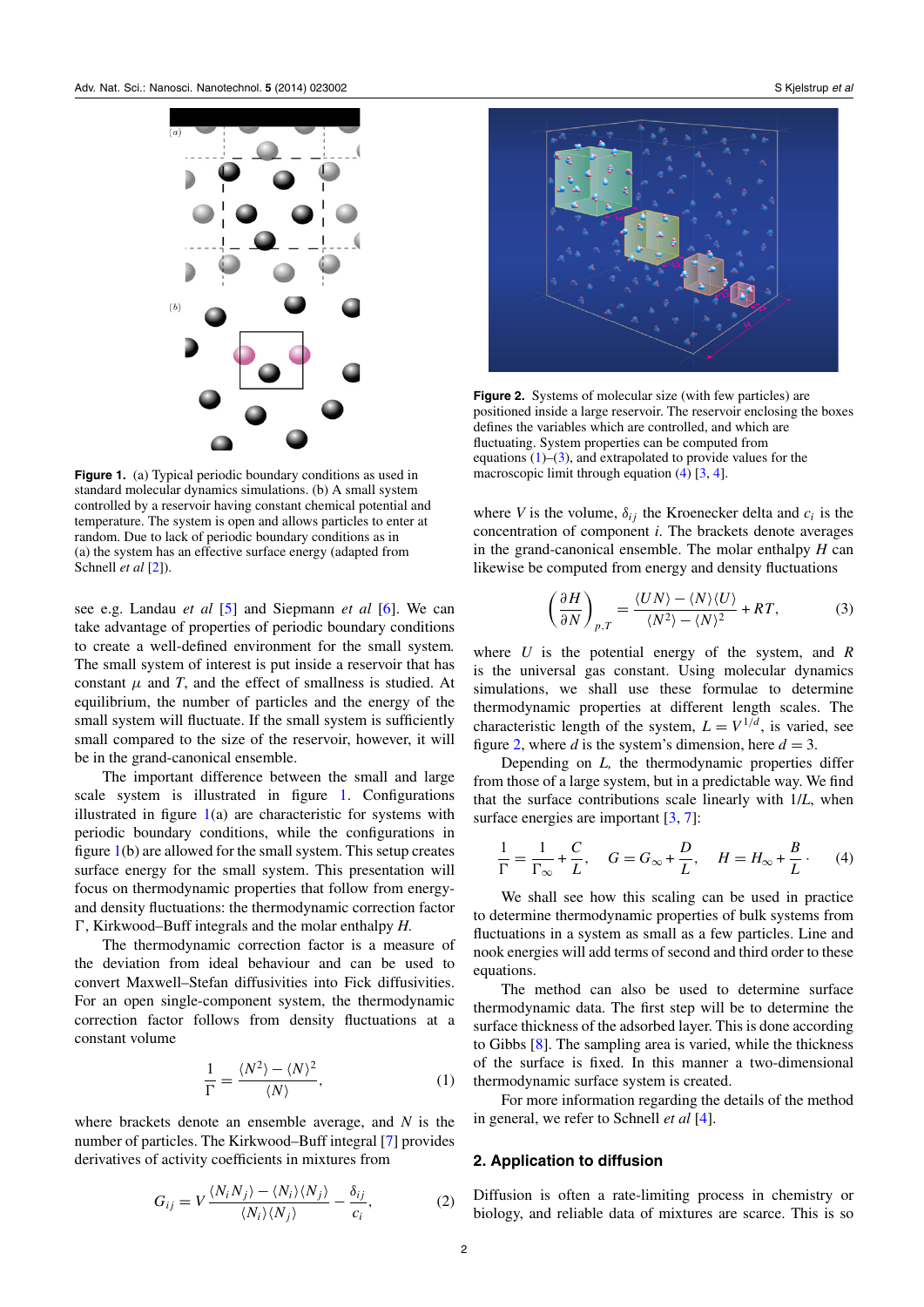**Figure 1.** (a) Typical periodic boundary conditions as used in standard molecular dynamics simulations. (b) A small system controlled by a reservoir having constant chemical potential and temperature. The system is open and allows particles to enter at random. Due to lack of periodic boundary conditions as in (a) the system has an effective surface energy (adapted from Schnell *et al* [2]).

see e.g. Landau *et al* [5] and Siepmann *et al* [6]. We can take advantage of properties of periodic boundary conditions to create a well-defined environment for the small system. The small system of interest is put inside a reservoir that has constant $\mu$ and $T$, and the effect of smallness is studied. At equilibrium, the number of particles and the energy of the small system will fluctuate. If the small system is sufficiently small compared to the size of the reservoir, however, it will be in the grand-canonical ensemble.

The important difference between the small and large scale system is illustrated in figure 1. Configurations illustrated in figure 1(a) are characteristic for systems with periodic boundary conditions, while the configurations in figure 1(b) are allowed for the small system. This setup creates surface energy for the small system. This presentation will focus on thermodynamic properties that follow from energy- and density fluctuations: the thermodynamic correction factor $\Gamma$, Kirkwood–Buff integrals and the molar enthalpy $H$.

The thermodynamic correction factor is a measure of the deviation from ideal behaviour and can be used to convert Maxwell–Stefan diffusivities into Fick diffusivities. For an open single-component system, the thermodynamic correction factor follows from density fluctuations at a constant volume

$$\frac{1}{\Gamma} = \frac{\langle N^2 \rangle - \langle N \rangle^2}{\langle N \rangle}, \tag{1}$$

where brackets denote an ensemble average, and $N$ is the number of particles. The Kirkwood–Buff integral [7] provides derivatives of activity coefficients in mixtures from

$$G_{ij} = V \frac{\langle N_i N_j \rangle - \langle N_i \rangle \langle N_j \rangle}{\langle N_i \rangle \langle N_j \rangle} - \frac{\delta_{ij}}{c_i}, \tag{2}$$

**Figure 2.** Systems of molecular size (with few particles) are positioned inside a large reservoir. The reservoir enclosing the boxes defines the variables which are controlled, and which are fluctuating. System properties can be computed from equations (1)–(3), and extrapolated to provide values for the macroscopic limit through equation (4) [3, 4].

where $V$ is the volume, $\delta_{ij}$ the Kroenecker delta and $c_i$ is the concentration of component $i$. The brackets denote averages in the grand-canonical ensemble. The molar enthalpy $H$ can likewise be computed from energy and density fluctuations

$$\left(\frac{\partial H}{\partial N}\right)_{p,T} = \frac{\langle UN \rangle - \langle N \rangle \langle U \rangle}{\langle N^2 \rangle - \langle N \rangle^2} + RT, \tag{3}$$

where $U$ is the potential energy of the system, and $R$ is the universal gas constant. Using molecular dynamics simulations, we shall use these formulae to determine thermodynamic properties at different length scales. The characteristic length of the system, $L = V^{1/d}$, is varied, see figure 2, where $d$ is the system's dimension, here $d = 3$.

Depending on $L$, the thermodynamic properties differ from those of a large system, but in a predictable way. We find that the surface contributions scale linearly with $1/L$, when surface energies are important [3, 7]:

$$\frac{1}{\Gamma} = \frac{1}{\Gamma_\infty} + \frac{C}{L}, \quad G = G_\infty + \frac{D}{L}, \quad H = H_\infty + \frac{B}{L}. \tag{4}$$

We shall see how this scaling can be used in practice to determine thermodynamic properties of bulk systems from fluctuations in a system as small as a few particles. Line and nook energies will add terms of second and third order to these equations.

The method can also be used to determine surface thermodynamic data. The first step will be to determine the surface thickness of the adsorbed layer. This is done according to Gibbs [8]. The sampling area is varied, while the thickness of the surface is fixed. In this manner a two-dimensional thermodynamic surface system is created.

For more information regarding the details of the method in general, we refer to Schnell *et al* [4].

## 2. Application to diffusion

Diffusion is often a rate-limiting process in chemistry or biology, and reliable data of mixtures are scarce. This is so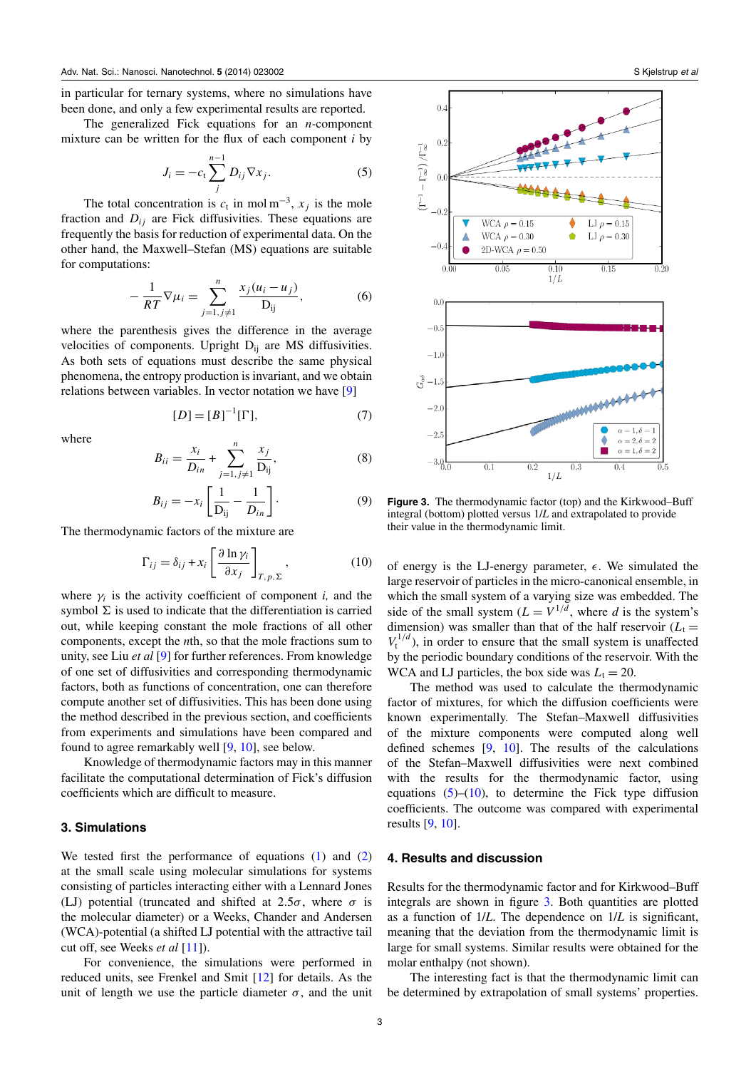in particular for ternary systems, where no simulations have been done, and only a few experimental results are reported.

The generalized Fick equations for an $n$-component mixture can be written for the flux of each component $i$ by

$$J_i = -c_t \sum_{j}^{n-1} D_{ij} \nabla x_j. \tag{5}$$

The total concentration is $c_t$ in mol m$^{-3}$, $x_j$ is the mole fraction and $D_{ij}$ are Fick diffusivities. These equations are frequently the basis for reduction of experimental data. On the other hand, the Maxwell–Stefan (MS) equations are suitable for computations:

$$-\frac{1}{RT}\nabla \mu_i = \sum_{j=1, j\neq 1}^{n} \frac{x_j(u_i - u_j)}{\mathrm{D_{ij}}}, \tag{6}$$

where the parenthesis gives the difference in the average velocities of components. Upright $\mathrm{D_{ij}}$ are MS diffusivities. As both sets of equations must describe the same physical phenomena, the entropy production is invariant, and we obtain relations between variables. In vector notation we have [9]

$$[D] = [B]^{-1}[\Gamma], \tag{7}$$

where

$$B_{ii} = \frac{x_i}{\mathrm{D}_{in}} + \sum_{j=1, j\neq 1}^{n} \frac{x_j}{\mathrm{D_{ij}}}, \tag{8}$$

$$B_{ij} = -x_i\left[\frac{1}{\mathrm{D_{ij}}} - \frac{1}{\mathrm{D}_{in}}\right]. \tag{9}$$

The thermodynamic factors of the mixture are

$$\Gamma_{ij} = \delta_{ij} + x_i\left[\frac{\partial \ln \gamma_i}{\partial x_j}\right]_{T,p,\Sigma}, \tag{10}$$

where $\gamma_i$ is the activity coefficient of component $i$, and the symbol $\Sigma$ is used to indicate that the differentiation is carried out, while keeping constant the mole fractions of all other components, except the $n$th, so that the mole fractions sum to unity, see Liu *et al* [9] for further references. From knowledge of one set of diffusivities and corresponding thermodynamic factors, both as functions of concentration, one can therefore compute another set of diffusivities. This has been done using the method described in the previous section, and coefficients from experiments and simulations have been compared and found to agree remarkably well [9, 10], see below.

Knowledge of thermodynamic factors may in this manner facilitate the computational determination of Fick's diffusion coefficients which are difficult to measure.

## 3. Simulations

We tested first the performance of equations (1) and (2) at the small scale using molecular simulations for systems consisting of particles interacting either with a Lennard Jones (LJ) potential (truncated and shifted at $2.5\sigma$, where $\sigma$ is the molecular diameter) or a Weeks, Chander and Andersen (WCA)-potential (a shifted LJ potential with the attractive tail cut off, see Weeks *et al* [11]).

For convenience, the simulations were performed in reduced units, see Frenkel and Smit [12] for details. As the unit of length we use the particle diameter $\sigma$, and the unit of energy is the LJ-energy parameter, $\epsilon$. We simulated the large reservoir of particles in the micro-canonical ensemble, in which the small system of a varying size was embedded. The side of the small system ($L = V^{1/d}$, where $d$ is the system's dimension) was smaller than that of the half reservoir ($L_t = V_t^{1/d}$), in order to ensure that the small system is unaffected by the periodic boundary conditions of the reservoir. With the WCA and LJ particles, the box side was $L_t = 20$.

The method was used to calculate the thermodynamic factor of mixtures, for which the diffusion coefficients were known experimentally. The Stefan–Maxwell diffusivities of the mixture components were computed along well defined schemes [9, 10]. The results of the calculations of the Stefan–Maxwell diffusivities were next combined with the results for the thermodynamic factor, using equations (5)–(10), to determine the Fick type diffusion coefficients. The outcome was compared with experimental results [9, 10].

**Figure 3.** The thermodynamic factor (top) and the Kirkwood–Buff integral (bottom) plotted versus $1/L$ and extrapolated to provide their value in the thermodynamic limit.

## 4. Results and discussion

Results for the thermodynamic factor and for Kirkwood–Buff integrals are shown in figure 3. Both quantities are plotted as a function of $1/L$. The dependence on $1/L$ is significant, meaning that the deviation from the thermodynamic limit is large for small systems. Similar results were obtained for the molar enthalpy (not shown).

The interesting fact is that the thermodynamic limit can be determined by extrapolation of small systems' properties.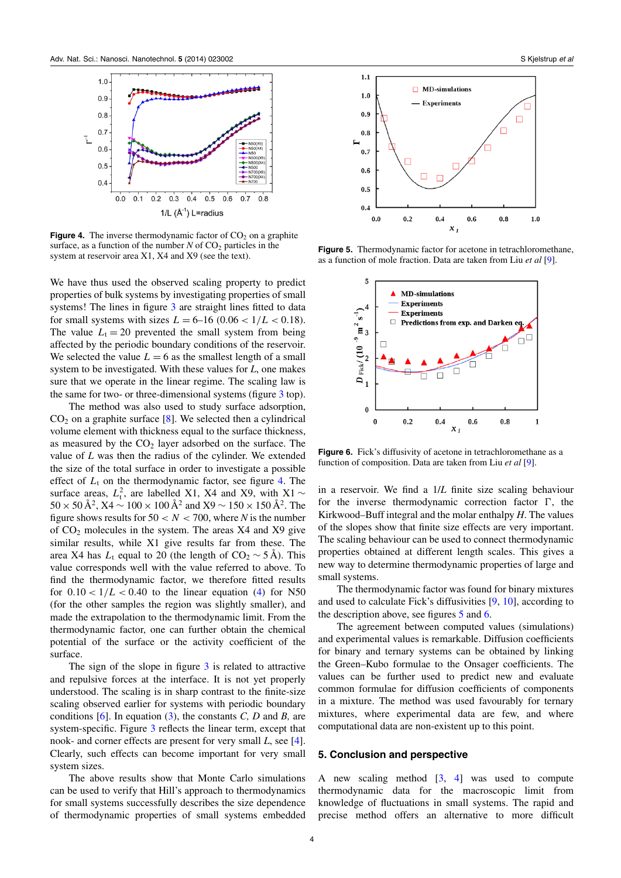Figure 4. The inverse thermodynamic factor of $CO_2$ on a graphite surface, as a function of the number $N$ of $CO_2$ particles in the system at reservoir area X1, X4 and X9 (see the text).

Figure 5. Thermodynamic factor for acetone in tetrachloromethane, as a function of mole fraction. Data are taken from Liu *et al* [9].

Figure 6. Fick's diffusivity of acetone in tetrachloromethane as a function of composition. Data are taken from Liu *et al* [9].

We have thus used the observed scaling property to predict properties of bulk systems by investigating properties of small systems! The lines in figure 3 are straight lines fitted to data for small systems with sizes $L = 6$–$16$ $(0.06 < 1/L < 0.18)$. The value $L_t = 20$ prevented the small system from being affected by the periodic boundary conditions of the reservoir. We selected the value $L = 6$ as the smallest length of a small system to be investigated. With these values for $L$, one makes sure that we operate in the linear regime. The scaling law is the same for two- or three-dimensional systems (figure 3 top).

The method was also used to study surface adsorption, $CO_2$ on a graphite surface [8]. We selected then a cylindrical volume element with thickness equal to the surface thickness, as measured by the $CO_2$ layer adsorbed on the surface. The value of $L$ was then the radius of the cylinder. We extended the size of the total surface in order to investigate a possible effect of $L_t$ on the thermodynamic factor, see figure 4. The surface areas, $L_t^2$, are labelled X1, X4 and X9, with X1 $\sim 50 \times 50$ Å$^2$, X4 $\sim 100 \times 100$ Å$^2$ and X9 $\sim 150 \times 150$ Å$^2$. The figure shows results for $50 < N < 700$, where $N$ is the number of $CO_2$ molecules in the system. The areas X4 and X9 give similar results, while X1 give results far from these. The area X4 has $L_t$ equal to 20 (the length of $CO_2 \sim 5$ Å). This value corresponds well with the value referred to above. To find the thermodynamic factor, we therefore fitted results for $0.10 < 1/L < 0.40$ to the linear equation (4) for N50 (for the other samples the region was slightly smaller), and made the extrapolation to the thermodynamic limit. From the thermodynamic factor, one can further obtain the chemical potential of the surface or the activity coefficient of the surface.

The sign of the slope in figure 3 is related to attractive and repulsive forces at the interface. It is not yet properly understood. The scaling is in sharp contrast to the finite-size scaling observed earlier for systems with periodic boundary conditions [6]. In equation (3), the constants $C$, $D$ and $B$, are system-specific. Figure 3 reflects the linear term, except that nook- and corner effects are present for very small $L$, see [4]. Clearly, such effects can become important for very small system sizes.

The above results show that Monte Carlo simulations can be used to verify that Hill's approach to thermodynamics for small systems successfully describes the size dependence of thermodynamic properties of small systems embedded in a reservoir. We find a $1/L$ finite size scaling behaviour for the inverse thermodynamic correction factor $\Gamma$, the Kirkwood–Buff integral and the molar enthalpy $H$. The values of the slopes show that finite size effects are very important. The scaling behaviour can be used to connect thermodynamic properties obtained at different length scales. This gives a new way to determine thermodynamic properties of large and small systems.

The thermodynamic factor was found for binary mixtures and used to calculate Fick's diffusivities [9, 10], according to the description above, see figures 5 and 6.

The agreement between computed values (simulations) and experimental values is remarkable. Diffusion coefficients for binary and ternary systems can be obtained by linking the Green–Kubo formulae to the Onsager coefficients. The values can be further used to predict new and evaluate common formulae for diffusion coefficients of components in a mixture. The method was used favourably for ternary mixtures, where experimental data are few, and where computational data are non-existent up to this point.

## 5. Conclusion and perspective

A new scaling method [3, 4] was used to compute thermodynamic data for the macroscopic limit from knowledge of fluctuations in small systems. The rapid and precise method offers an alternative to more difficult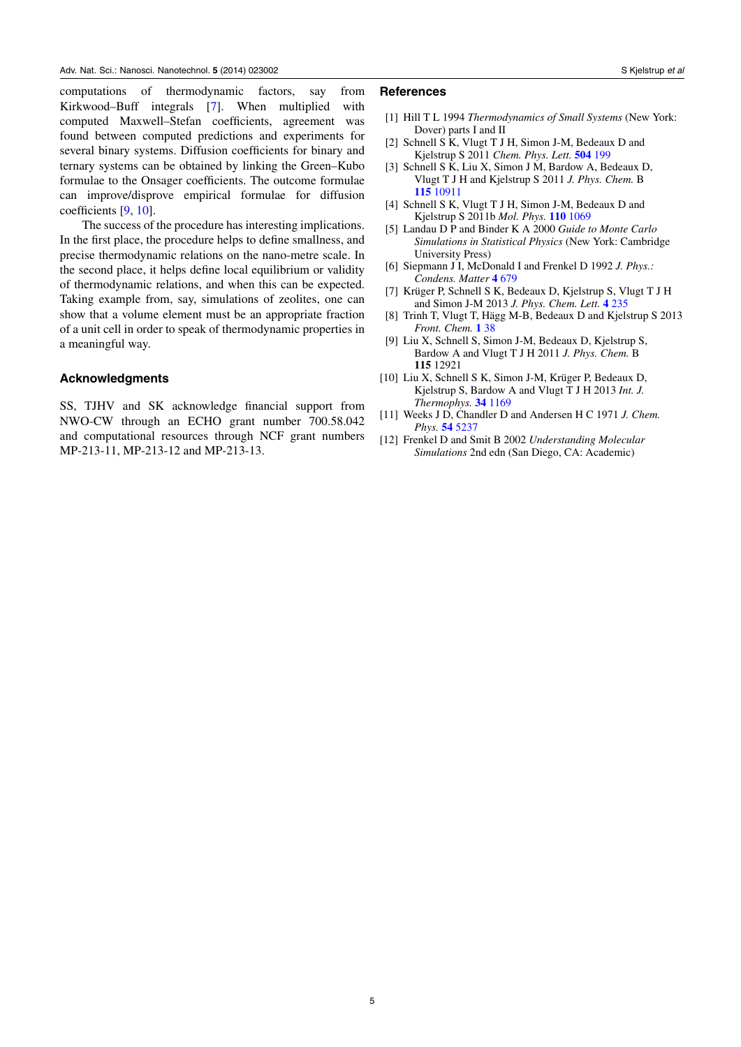computations of thermodynamic factors, say from Kirkwood–Buff integrals [7]. When multiplied with computed Maxwell–Stefan coefficients, agreement was found between computed predictions and experiments for several binary systems. Diffusion coefficients for binary and ternary systems can be obtained by linking the Green–Kubo formulae to the Onsager coefficients. The outcome formulae can improve/disprove empirical formulae for diffusion coefficients [9, 10].

The success of the procedure has interesting implications. In the first place, the procedure helps to define smallness, and precise thermodynamic relations on the nano-metre scale. In the second place, it helps define local equilibrium or validity of thermodynamic relations, and when this can be expected. Taking example from, say, simulations of zeolites, one can show that a volume element must be an appropriate fraction of a unit cell in order to speak of thermodynamic properties in a meaningful way.

## Acknowledgments

SS, TJHV and SK acknowledge financial support from NWO-CW through an ECHO grant number 700.58.042 and computational resources through NCF grant numbers MP-213-11, MP-213-12 and MP-213-13.

## References

[1] Hill T L 1994 *Thermodynamics of Small Systems* (New York: Dover) parts I and II

[2] Schnell S K, Vlugt T J H, Simon J-M, Bedeaux D and Kjelstrup S 2011 *Chem. Phys. Lett.* **504** 199

[3] Schnell S K, Liu X, Simon J M, Bardow A, Bedeaux D, Vlugt T J H and Kjelstrup S 2011 *J. Phys. Chem.* B **115** 10911

[4] Schnell S K, Vlugt T J H, Simon J-M, Bedeaux D and Kjelstrup S 2011b *Mol. Phys.* **110** 1069

[5] Landau D P and Binder K A 2000 *Guide to Monte Carlo Simulations in Statistical Physics* (New York: Cambridge University Press)

[6] Siepmann J I, McDonald I and Frenkel D 1992 *J. Phys.: Condens. Matter* **4** 679

[7] Krüger P, Schnell S K, Bedeaux D, Kjelstrup S, Vlugt T J H and Simon J-M 2013 *J. Phys. Chem. Lett.* **4** 235

[8] Trinh T, Vlugt T, Hägg M-B, Bedeaux D and Kjelstrup S 2013 *Front. Chem.* **1** 38

[9] Liu X, Schnell S, Simon J-M, Bedeaux D, Kjelstrup S, Bardow A and Vlugt T J H 2011 *J. Phys. Chem.* B **115** 12921

[10] Liu X, Schnell S K, Simon J-M, Krüger P, Bedeaux D, Kjelstrup S, Bardow A and Vlugt T J H 2013 *Int. J. Thermophys.* **34** 1169

[11] Weeks J D, Chandler D and Andersen H C 1971 *J. Chem. Phys.* **54** 5237

[12] Frenkel D and Smit B 2002 *Understanding Molecular Simulations* 2nd edn (San Diego, CA: Academic)